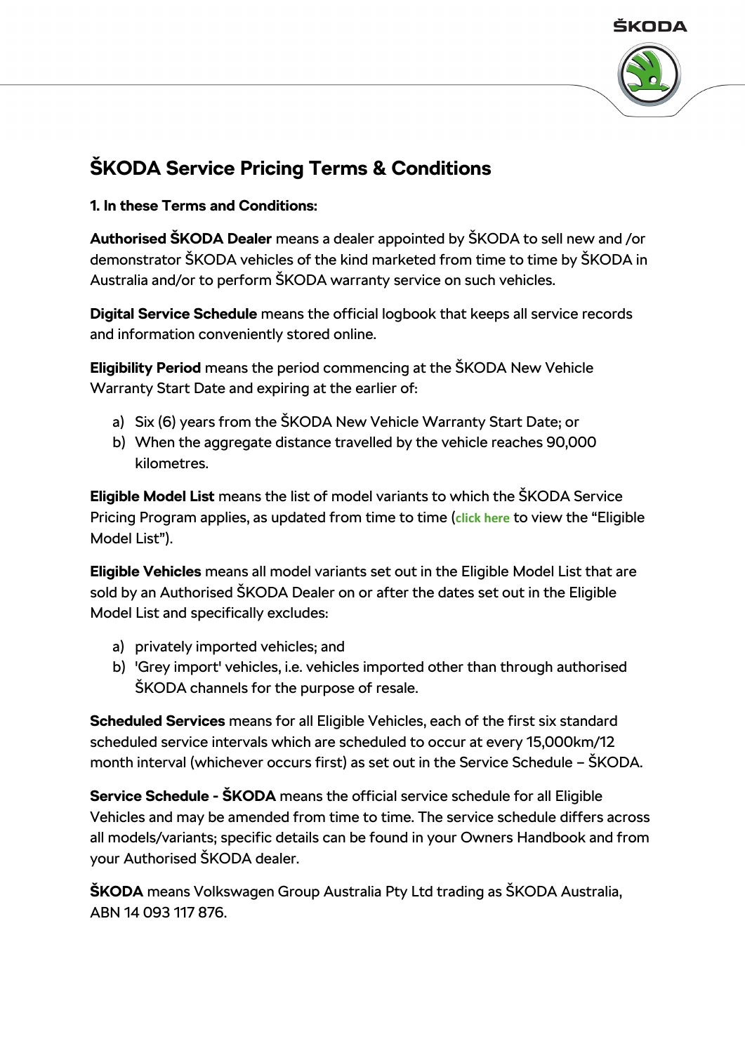# ŠKODA Service Pricing Terms & Conditions

**1. In these Terms and Conditions:**

**Authorised ŠKODA Dealer** means a dealer appointed by ŠKODA to sell new and /or demonstrator ŠKODA vehicles of the kind marketed from time to time by ŠKODA in Australia and/or to perform ŠKODA warranty service on such vehicles.

**Digital Service Schedule** means the official logbook that keeps all service records and information conveniently stored online.

**Eligibility Period** means the period commencing at the ŠKODA New Vehicle Warranty Start Date and expiring at the earlier of:

a) Six (6) years from the ŠKODA New Vehicle Warranty Start Date; or
b) When the aggregate distance travelled by the vehicle reaches 90,000 kilometres.

**Eligible Model List** means the list of model variants to which the ŠKODA Service Pricing Program applies, as updated from time to time (click here to view the "Eligible Model List").

**Eligible Vehicles** means all model variants set out in the Eligible Model List that are sold by an Authorised ŠKODA Dealer on or after the dates set out in the Eligible Model List and specifically excludes:

a) privately imported vehicles; and
b) 'Grey import' vehicles, i.e. vehicles imported other than through authorised ŠKODA channels for the purpose of resale.

**Scheduled Services** means for all Eligible Vehicles, each of the first six standard scheduled service intervals which are scheduled to occur at every 15,000km/12 month interval (whichever occurs first) as set out in the Service Schedule – ŠKODA.

**Service Schedule - ŠKODA** means the official service schedule for all Eligible Vehicles and may be amended from time to time. The service schedule differs across all models/variants; specific details can be found in your Owners Handbook and from your Authorised ŠKODA dealer.

**ŠKODA** means Volkswagen Group Australia Pty Ltd trading as ŠKODA Australia, ABN 14 093 117 876.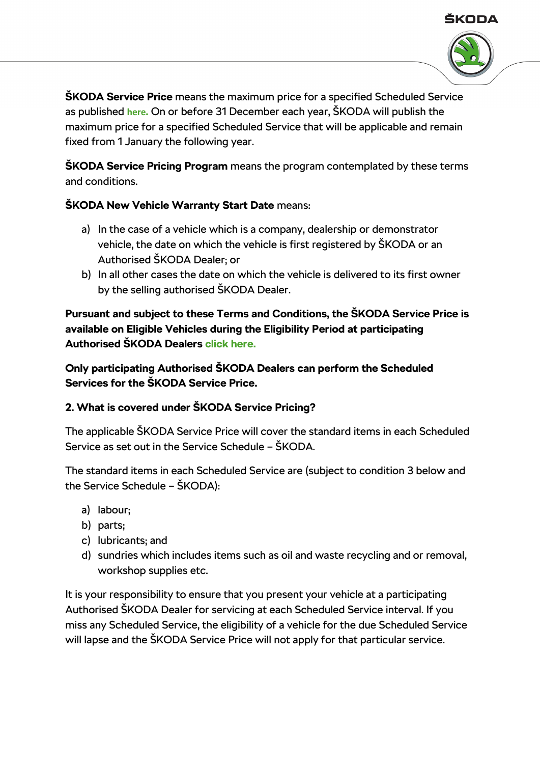**ŠKODA Service Price** means the maximum price for a specified Scheduled Service as published **here.** On or before 31 December each year, ŠKODA will publish the maximum price for a specified Scheduled Service that will be applicable and remain fixed from 1 January the following year.

**ŠKODA Service Pricing Program** means the program contemplated by these terms and conditions.

**ŠKODA New Vehicle Warranty Start Date** means:

a) In the case of a vehicle which is a company, dealership or demonstrator vehicle, the date on which the vehicle is first registered by ŠKODA or an Authorised ŠKODA Dealer; or
b) In all other cases the date on which the vehicle is delivered to its first owner by the selling authorised ŠKODA Dealer.

**Pursuant and subject to these Terms and Conditions, the ŠKODA Service Price is available on Eligible Vehicles during the Eligibility Period at participating Authorised ŠKODA Dealers click here.**

**Only participating Authorised ŠKODA Dealers can perform the Scheduled Services for the ŠKODA Service Price.**

**2. What is covered under ŠKODA Service Pricing?**

The applicable ŠKODA Service Price will cover the standard items in each Scheduled Service as set out in the Service Schedule – ŠKODA.

The standard items in each Scheduled Service are (subject to condition 3 below and the Service Schedule – ŠKODA):

a) labour;
b) parts;
c) lubricants; and
d) sundries which includes items such as oil and waste recycling and or removal, workshop supplies etc.

It is your responsibility to ensure that you present your vehicle at a participating Authorised ŠKODA Dealer for servicing at each Scheduled Service interval. If you miss any Scheduled Service, the eligibility of a vehicle for the due Scheduled Service will lapse and the ŠKODA Service Price will not apply for that particular service.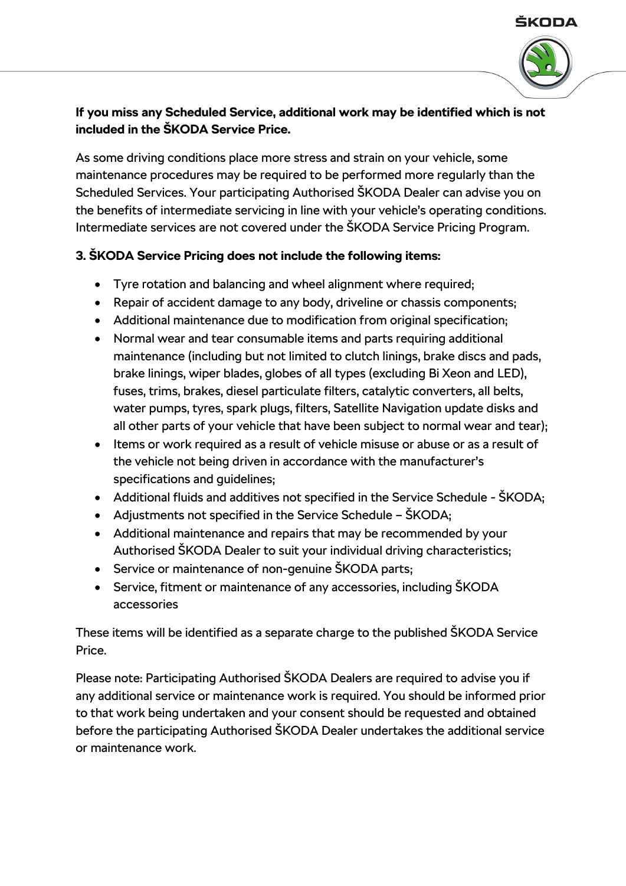**If you miss any Scheduled Service, additional work may be identified which is not included in the ŠKODA Service Price.**

As some driving conditions place more stress and strain on your vehicle, some maintenance procedures may be required to be performed more regularly than the Scheduled Services. Your participating Authorised ŠKODA Dealer can advise you on the benefits of intermediate servicing in line with your vehicle's operating conditions. Intermediate services are not covered under the ŠKODA Service Pricing Program.

**3. ŠKODA Service Pricing does not include the following items:**

- Tyre rotation and balancing and wheel alignment where required;
- Repair of accident damage to any body, driveline or chassis components;
- Additional maintenance due to modification from original specification;
- Normal wear and tear consumable items and parts requiring additional maintenance (including but not limited to clutch linings, brake discs and pads, brake linings, wiper blades, globes of all types (excluding Bi Xeon and LED), fuses, trims, brakes, diesel particulate filters, catalytic converters, all belts, water pumps, tyres, spark plugs, filters, Satellite Navigation update disks and all other parts of your vehicle that have been subject to normal wear and tear);
- Items or work required as a result of vehicle misuse or abuse or as a result of the vehicle not being driven in accordance with the manufacturer's specifications and guidelines;
- Additional fluids and additives not specified in the Service Schedule - ŠKODA;
- Adjustments not specified in the Service Schedule – ŠKODA;
- Additional maintenance and repairs that may be recommended by your Authorised ŠKODA Dealer to suit your individual driving characteristics;
- Service or maintenance of non-genuine ŠKODA parts;
- Service, fitment or maintenance of any accessories, including ŠKODA accessories

These items will be identified as a separate charge to the published ŠKODA Service Price.

Please note: Participating Authorised ŠKODA Dealers are required to advise you if any additional service or maintenance work is required. You should be informed prior to that work being undertaken and your consent should be requested and obtained before the participating Authorised ŠKODA Dealer undertakes the additional service or maintenance work.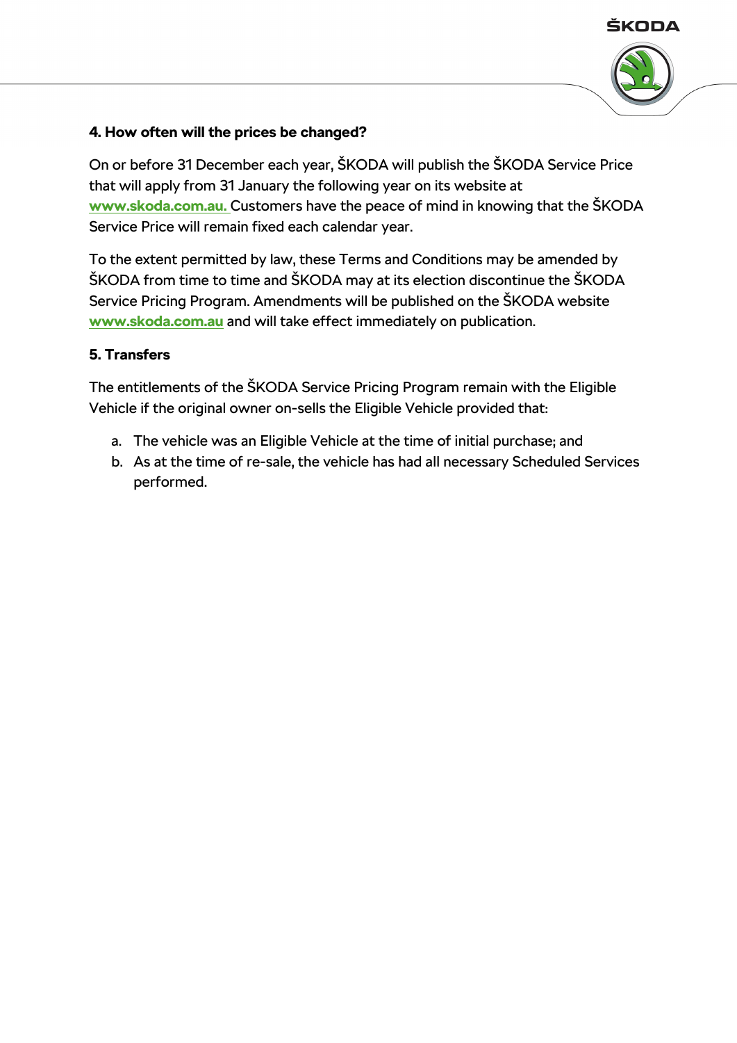### 4. How often will the prices be changed?

On or before 31 December each year, ŠKODA will publish the ŠKODA Service Price that will apply from 31 January the following year on its website at **www.skoda.com.au.** Customers have the peace of mind in knowing that the ŠKODA Service Price will remain fixed each calendar year.

To the extent permitted by law, these Terms and Conditions may be amended by ŠKODA from time to time and ŠKODA may at its election discontinue the ŠKODA Service Pricing Program. Amendments will be published on the ŠKODA website **www.skoda.com.au** and will take effect immediately on publication.

### 5. Transfers

The entitlements of the ŠKODA Service Pricing Program remain with the Eligible Vehicle if the original owner on-sells the Eligible Vehicle provided that:

a. The vehicle was an Eligible Vehicle at the time of initial purchase; and
b. As at the time of re-sale, the vehicle has had all necessary Scheduled Services performed.